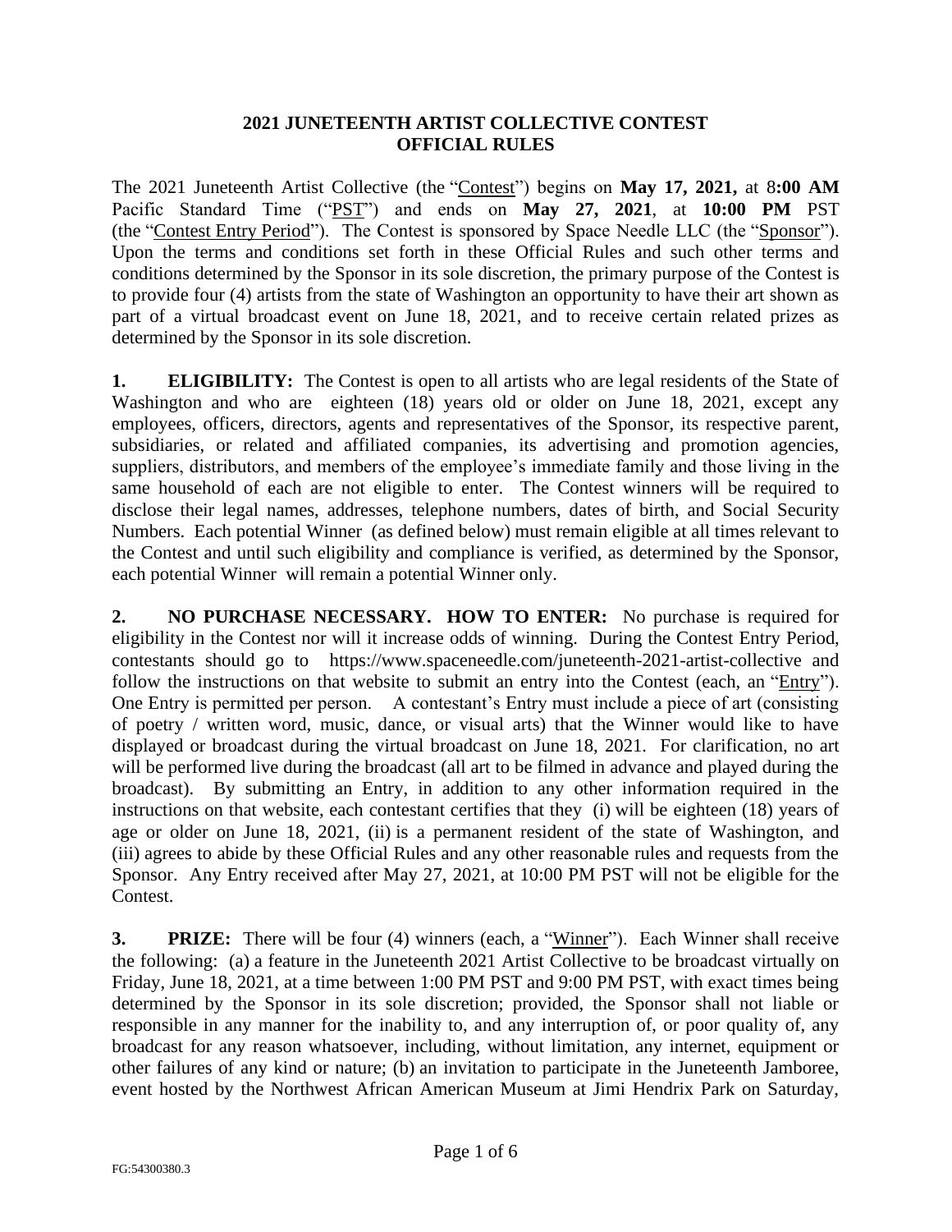# 2021 JUNETEENTH ARTIST COLLECTIVE CONTEST
# OFFICIAL RULES

The 2021 Juneteenth Artist Collective (the "Contest") begins on **May 17, 2021,** at 8**:00 AM** Pacific Standard Time ("PST") and ends on **May 27, 2021**, at **10:00 PM** PST (the "Contest Entry Period"). The Contest is sponsored by Space Needle LLC (the "Sponsor"). Upon the terms and conditions set forth in these Official Rules and such other terms and conditions determined by the Sponsor in its sole discretion, the primary purpose of the Contest is to provide four (4) artists from the state of Washington an opportunity to have their art shown as part of a virtual broadcast event on June 18, 2021, and to receive certain related prizes as determined by the Sponsor in its sole discretion.

**1. ELIGIBILITY:** The Contest is open to all artists who are legal residents of the State of Washington and who are eighteen (18) years old or older on June 18, 2021, except any employees, officers, directors, agents and representatives of the Sponsor, its respective parent, subsidiaries, or related and affiliated companies, its advertising and promotion agencies, suppliers, distributors, and members of the employee's immediate family and those living in the same household of each are not eligible to enter. The Contest winners will be required to disclose their legal names, addresses, telephone numbers, dates of birth, and Social Security Numbers. Each potential Winner (as defined below) must remain eligible at all times relevant to the Contest and until such eligibility and compliance is verified, as determined by the Sponsor, each potential Winner will remain a potential Winner only.

**2. NO PURCHASE NECESSARY. HOW TO ENTER:** No purchase is required for eligibility in the Contest nor will it increase odds of winning. During the Contest Entry Period, contestants should go to https://www.spaceneedle.com/juneteenth-2021-artist-collective and follow the instructions on that website to submit an entry into the Contest (each, an "Entry"). One Entry is permitted per person. A contestant's Entry must include a piece of art (consisting of poetry / written word, music, dance, or visual arts) that the Winner would like to have displayed or broadcast during the virtual broadcast on June 18, 2021. For clarification, no art will be performed live during the broadcast (all art to be filmed in advance and played during the broadcast). By submitting an Entry, in addition to any other information required in the instructions on that website, each contestant certifies that they (i) will be eighteen (18) years of age or older on June 18, 2021, (ii) is a permanent resident of the state of Washington, and (iii) agrees to abide by these Official Rules and any other reasonable rules and requests from the Sponsor. Any Entry received after May 27, 2021, at 10:00 PM PST will not be eligible for the Contest.

**3. PRIZE:** There will be four (4) winners (each, a "Winner"). Each Winner shall receive the following: (a) a feature in the Juneteenth 2021 Artist Collective to be broadcast virtually on Friday, June 18, 2021, at a time between 1:00 PM PST and 9:00 PM PST, with exact times being determined by the Sponsor in its sole discretion; provided, the Sponsor shall not liable or responsible in any manner for the inability to, and any interruption of, or poor quality of, any broadcast for any reason whatsoever, including, without limitation, any internet, equipment or other failures of any kind or nature; (b) an invitation to participate in the Juneteenth Jamboree, event hosted by the Northwest African American Museum at Jimi Hendrix Park on Saturday,

FG:54300380.3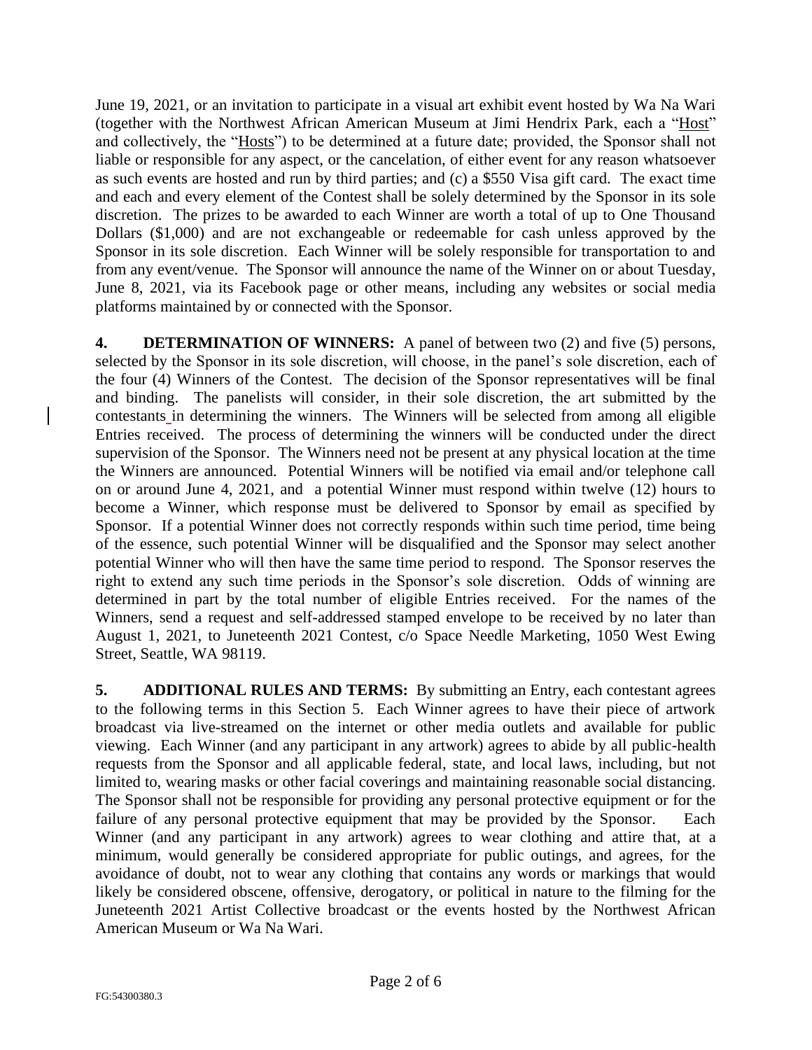June 19, 2021, or an invitation to participate in a visual art exhibit event hosted by Wa Na Wari (together with the Northwest African American Museum at Jimi Hendrix Park, each a "Host" and collectively, the "Hosts") to be determined at a future date; provided, the Sponsor shall not liable or responsible for any aspect, or the cancelation, of either event for any reason whatsoever as such events are hosted and run by third parties; and (c) a $550 Visa gift card. The exact time and each and every element of the Contest shall be solely determined by the Sponsor in its sole discretion. The prizes to be awarded to each Winner are worth a total of up to One Thousand Dollars ($1,000) and are not exchangeable or redeemable for cash unless approved by the Sponsor in its sole discretion. Each Winner will be solely responsible for transportation to and from any event/venue. The Sponsor will announce the name of the Winner on or about Tuesday, June 8, 2021, via its Facebook page or other means, including any websites or social media platforms maintained by or connected with the Sponsor.

**4. DETERMINATION OF WINNERS:** A panel of between two (2) and five (5) persons, selected by the Sponsor in its sole discretion, will choose, in the panel's sole discretion, each of the four (4) Winners of the Contest. The decision of the Sponsor representatives will be final and binding. The panelists will consider, in their sole discretion, the art submitted by the contestants in determining the winners. The Winners will be selected from among all eligible Entries received. The process of determining the winners will be conducted under the direct supervision of the Sponsor. The Winners need not be present at any physical location at the time the Winners are announced. Potential Winners will be notified via email and/or telephone call on or around June 4, 2021, and a potential Winner must respond within twelve (12) hours to become a Winner, which response must be delivered to Sponsor by email as specified by Sponsor. If a potential Winner does not correctly responds within such time period, time being of the essence, such potential Winner will be disqualified and the Sponsor may select another potential Winner who will then have the same time period to respond. The Sponsor reserves the right to extend any such time periods in the Sponsor's sole discretion. Odds of winning are determined in part by the total number of eligible Entries received. For the names of the Winners, send a request and self-addressed stamped envelope to be received by no later than August 1, 2021, to Juneteenth 2021 Contest, c/o Space Needle Marketing, 1050 West Ewing Street, Seattle, WA 98119.

**5. ADDITIONAL RULES AND TERMS:** By submitting an Entry, each contestant agrees to the following terms in this Section 5. Each Winner agrees to have their piece of artwork broadcast via live-streamed on the internet or other media outlets and available for public viewing. Each Winner (and any participant in any artwork) agrees to abide by all public-health requests from the Sponsor and all applicable federal, state, and local laws, including, but not limited to, wearing masks or other facial coverings and maintaining reasonable social distancing. The Sponsor shall not be responsible for providing any personal protective equipment or for the failure of any personal protective equipment that may be provided by the Sponsor. Each Winner (and any participant in any artwork) agrees to wear clothing and attire that, at a minimum, would generally be considered appropriate for public outings, and agrees, for the avoidance of doubt, not to wear any clothing that contains any words or markings that would likely be considered obscene, offensive, derogatory, or political in nature to the filming for the Juneteenth 2021 Artist Collective broadcast or the events hosted by the Northwest African American Museum or Wa Na Wari.

FG:54300380.3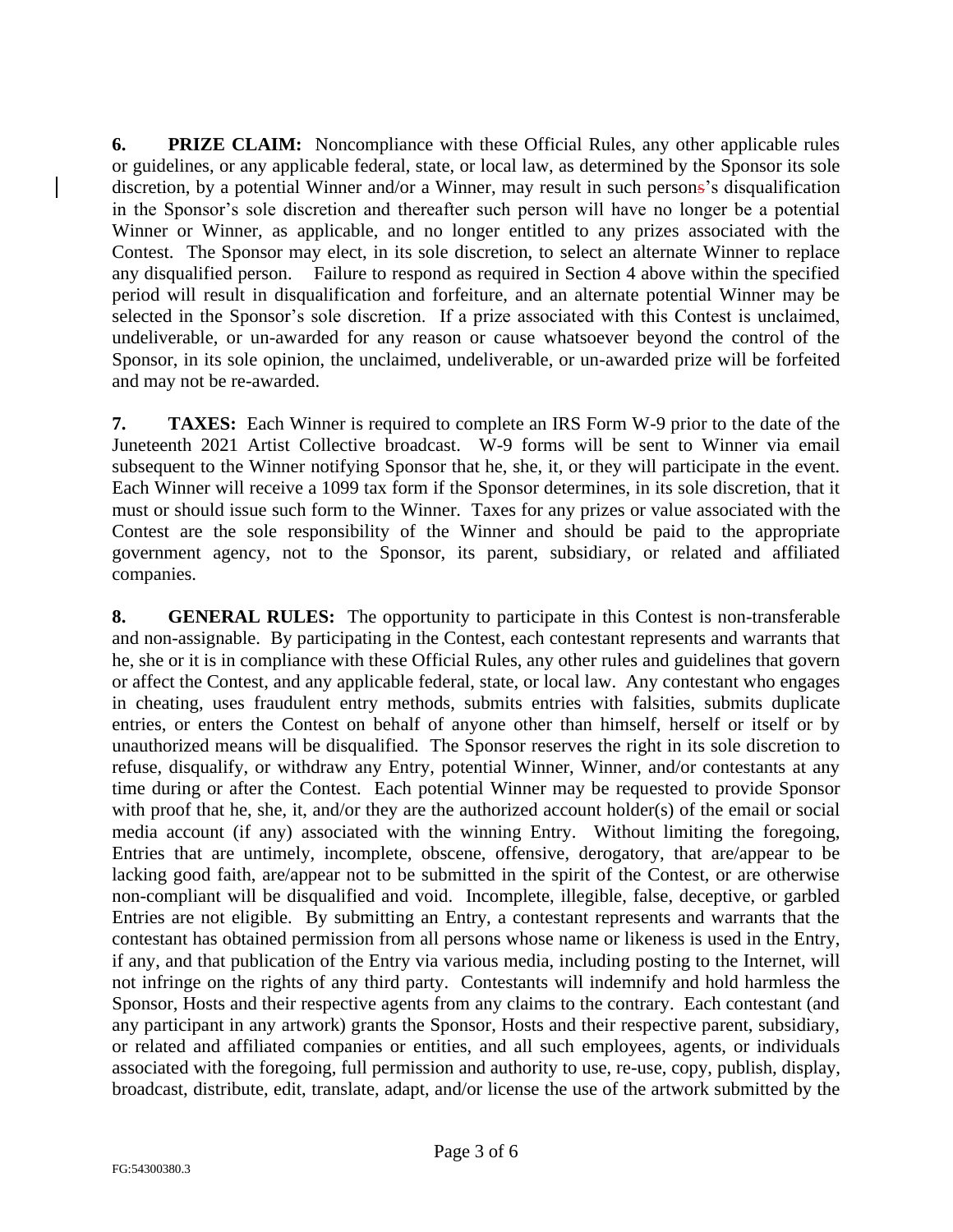**6. PRIZE CLAIM:** Noncompliance with these Official Rules, any other applicable rules or guidelines, or any applicable federal, state, or local law, as determined by the Sponsor its sole discretion, by a potential Winner and/or a Winner, may result in such persons's disqualification in the Sponsor's sole discretion and thereafter such person will have no longer be a potential Winner or Winner, as applicable, and no longer entitled to any prizes associated with the Contest. The Sponsor may elect, in its sole discretion, to select an alternate Winner to replace any disqualified person. Failure to respond as required in Section 4 above within the specified period will result in disqualification and forfeiture, and an alternate potential Winner may be selected in the Sponsor's sole discretion. If a prize associated with this Contest is unclaimed, undeliverable, or un-awarded for any reason or cause whatsoever beyond the control of the Sponsor, in its sole opinion, the unclaimed, undeliverable, or un-awarded prize will be forfeited and may not be re-awarded.

**7. TAXES:** Each Winner is required to complete an IRS Form W-9 prior to the date of the Juneteenth 2021 Artist Collective broadcast. W-9 forms will be sent to Winner via email subsequent to the Winner notifying Sponsor that he, she, it, or they will participate in the event. Each Winner will receive a 1099 tax form if the Sponsor determines, in its sole discretion, that it must or should issue such form to the Winner. Taxes for any prizes or value associated with the Contest are the sole responsibility of the Winner and should be paid to the appropriate government agency, not to the Sponsor, its parent, subsidiary, or related and affiliated companies.

**8. GENERAL RULES:** The opportunity to participate in this Contest is non-transferable and non-assignable. By participating in the Contest, each contestant represents and warrants that he, she or it is in compliance with these Official Rules, any other rules and guidelines that govern or affect the Contest, and any applicable federal, state, or local law. Any contestant who engages in cheating, uses fraudulent entry methods, submits entries with falsities, submits duplicate entries, or enters the Contest on behalf of anyone other than himself, herself or itself or by unauthorized means will be disqualified. The Sponsor reserves the right in its sole discretion to refuse, disqualify, or withdraw any Entry, potential Winner, Winner, and/or contestants at any time during or after the Contest. Each potential Winner may be requested to provide Sponsor with proof that he, she, it, and/or they are the authorized account holder(s) of the email or social media account (if any) associated with the winning Entry. Without limiting the foregoing, Entries that are untimely, incomplete, obscene, offensive, derogatory, that are/appear to be lacking good faith, are/appear not to be submitted in the spirit of the Contest, or are otherwise non-compliant will be disqualified and void. Incomplete, illegible, false, deceptive, or garbled Entries are not eligible. By submitting an Entry, a contestant represents and warrants that the contestant has obtained permission from all persons whose name or likeness is used in the Entry, if any, and that publication of the Entry via various media, including posting to the Internet, will not infringe on the rights of any third party. Contestants will indemnify and hold harmless the Sponsor, Hosts and their respective agents from any claims to the contrary. Each contestant (and any participant in any artwork) grants the Sponsor, Hosts and their respective parent, subsidiary, or related and affiliated companies or entities, and all such employees, agents, or individuals associated with the foregoing, full permission and authority to use, re-use, copy, publish, display, broadcast, distribute, edit, translate, adapt, and/or license the use of the artwork submitted by the

FG:54300380.3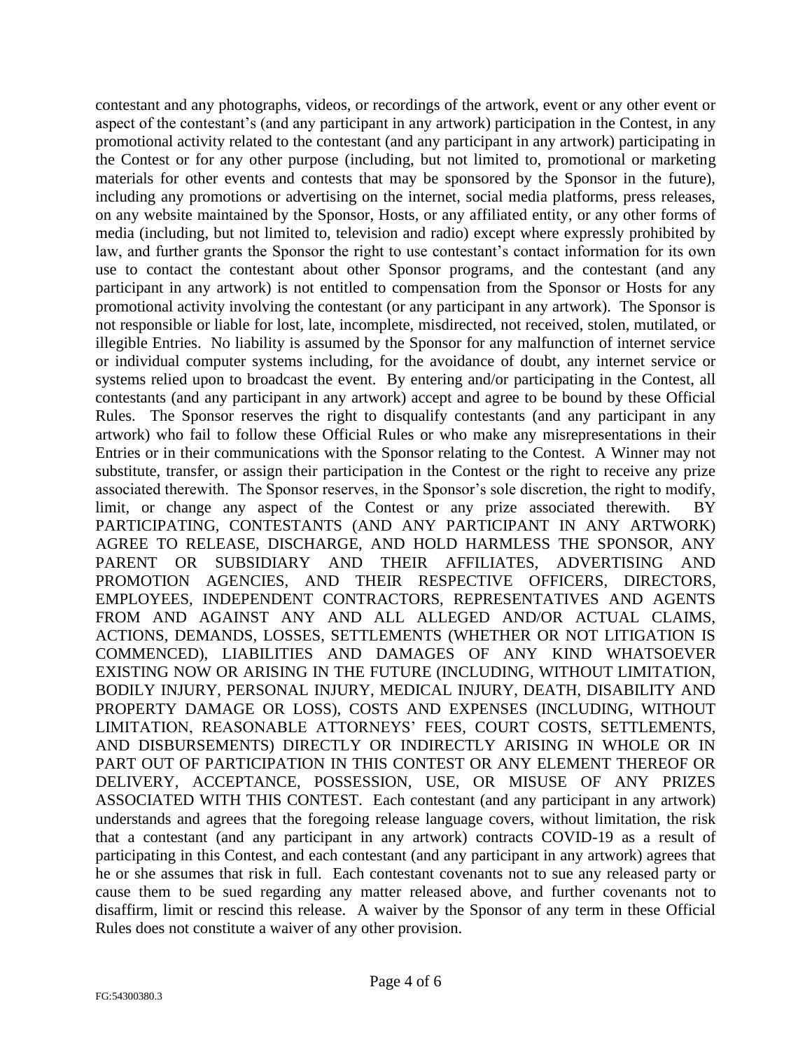contestant and any photographs, videos, or recordings of the artwork, event or any other event or aspect of the contestant's (and any participant in any artwork) participation in the Contest, in any promotional activity related to the contestant (and any participant in any artwork) participating in the Contest or for any other purpose (including, but not limited to, promotional or marketing materials for other events and contests that may be sponsored by the Sponsor in the future), including any promotions or advertising on the internet, social media platforms, press releases, on any website maintained by the Sponsor, Hosts, or any affiliated entity, or any other forms of media (including, but not limited to, television and radio) except where expressly prohibited by law, and further grants the Sponsor the right to use contestant's contact information for its own use to contact the contestant about other Sponsor programs, and the contestant (and any participant in any artwork) is not entitled to compensation from the Sponsor or Hosts for any promotional activity involving the contestant (or any participant in any artwork). The Sponsor is not responsible or liable for lost, late, incomplete, misdirected, not received, stolen, mutilated, or illegible Entries. No liability is assumed by the Sponsor for any malfunction of internet service or individual computer systems including, for the avoidance of doubt, any internet service or systems relied upon to broadcast the event. By entering and/or participating in the Contest, all contestants (and any participant in any artwork) accept and agree to be bound by these Official Rules. The Sponsor reserves the right to disqualify contestants (and any participant in any artwork) who fail to follow these Official Rules or who make any misrepresentations in their Entries or in their communications with the Sponsor relating to the Contest. A Winner may not substitute, transfer, or assign their participation in the Contest or the right to receive any prize associated therewith. The Sponsor reserves, in the Sponsor's sole discretion, the right to modify, limit, or change any aspect of the Contest or any prize associated therewith. BY PARTICIPATING, CONTESTANTS (AND ANY PARTICIPANT IN ANY ARTWORK) AGREE TO RELEASE, DISCHARGE, AND HOLD HARMLESS THE SPONSOR, ANY PARENT OR SUBSIDIARY AND THEIR AFFILIATES, ADVERTISING AND PROMOTION AGENCIES, AND THEIR RESPECTIVE OFFICERS, DIRECTORS, EMPLOYEES, INDEPENDENT CONTRACTORS, REPRESENTATIVES AND AGENTS FROM AND AGAINST ANY AND ALL ALLEGED AND/OR ACTUAL CLAIMS, ACTIONS, DEMANDS, LOSSES, SETTLEMENTS (WHETHER OR NOT LITIGATION IS COMMENCED), LIABILITIES AND DAMAGES OF ANY KIND WHATSOEVER EXISTING NOW OR ARISING IN THE FUTURE (INCLUDING, WITHOUT LIMITATION, BODILY INJURY, PERSONAL INJURY, MEDICAL INJURY, DEATH, DISABILITY AND PROPERTY DAMAGE OR LOSS), COSTS AND EXPENSES (INCLUDING, WITHOUT LIMITATION, REASONABLE ATTORNEYS' FEES, COURT COSTS, SETTLEMENTS, AND DISBURSEMENTS) DIRECTLY OR INDIRECTLY ARISING IN WHOLE OR IN PART OUT OF PARTICIPATION IN THIS CONTEST OR ANY ELEMENT THEREOF OR DELIVERY, ACCEPTANCE, POSSESSION, USE, OR MISUSE OF ANY PRIZES ASSOCIATED WITH THIS CONTEST. Each contestant (and any participant in any artwork) understands and agrees that the foregoing release language covers, without limitation, the risk that a contestant (and any participant in any artwork) contracts COVID-19 as a result of participating in this Contest, and each contestant (and any participant in any artwork) agrees that he or she assumes that risk in full. Each contestant covenants not to sue any released party or cause them to be sued regarding any matter released above, and further covenants not to disaffirm, limit or rescind this release. A waiver by the Sponsor of any term in these Official Rules does not constitute a waiver of any other provision.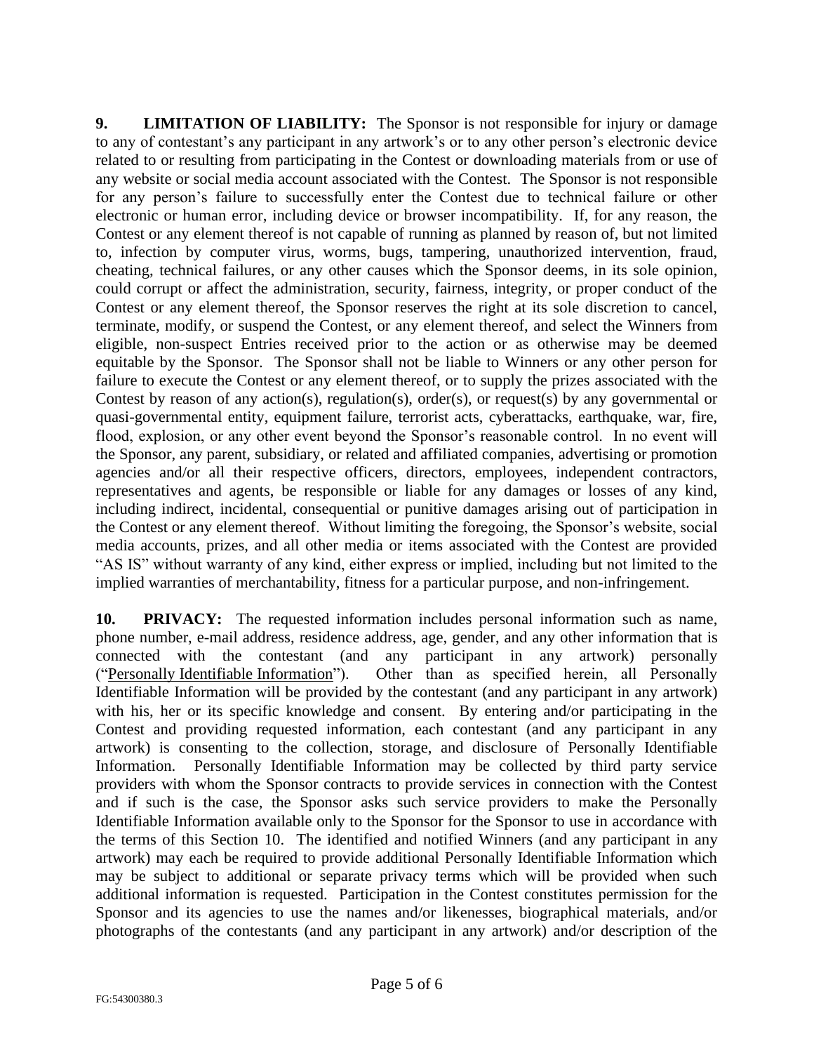**9. LIMITATION OF LIABILITY:** The Sponsor is not responsible for injury or damage to any of contestant's any participant in any artwork's or to any other person's electronic device related to or resulting from participating in the Contest or downloading materials from or use of any website or social media account associated with the Contest. The Sponsor is not responsible for any person's failure to successfully enter the Contest due to technical failure or other electronic or human error, including device or browser incompatibility. If, for any reason, the Contest or any element thereof is not capable of running as planned by reason of, but not limited to, infection by computer virus, worms, bugs, tampering, unauthorized intervention, fraud, cheating, technical failures, or any other causes which the Sponsor deems, in its sole opinion, could corrupt or affect the administration, security, fairness, integrity, or proper conduct of the Contest or any element thereof, the Sponsor reserves the right at its sole discretion to cancel, terminate, modify, or suspend the Contest, or any element thereof, and select the Winners from eligible, non-suspect Entries received prior to the action or as otherwise may be deemed equitable by the Sponsor. The Sponsor shall not be liable to Winners or any other person for failure to execute the Contest or any element thereof, or to supply the prizes associated with the Contest by reason of any action(s), regulation(s), order(s), or request(s) by any governmental or quasi-governmental entity, equipment failure, terrorist acts, cyberattacks, earthquake, war, fire, flood, explosion, or any other event beyond the Sponsor's reasonable control. In no event will the Sponsor, any parent, subsidiary, or related and affiliated companies, advertising or promotion agencies and/or all their respective officers, directors, employees, independent contractors, representatives and agents, be responsible or liable for any damages or losses of any kind, including indirect, incidental, consequential or punitive damages arising out of participation in the Contest or any element thereof. Without limiting the foregoing, the Sponsor's website, social media accounts, prizes, and all other media or items associated with the Contest are provided "AS IS" without warranty of any kind, either express or implied, including but not limited to the implied warranties of merchantability, fitness for a particular purpose, and non-infringement.

**10. PRIVACY:** The requested information includes personal information such as name, phone number, e-mail address, residence address, age, gender, and any other information that is connected with the contestant (and any participant in any artwork) personally ("Personally Identifiable Information"). Other than as specified herein, all Personally Identifiable Information will be provided by the contestant (and any participant in any artwork) with his, her or its specific knowledge and consent. By entering and/or participating in the Contest and providing requested information, each contestant (and any participant in any artwork) is consenting to the collection, storage, and disclosure of Personally Identifiable Information. Personally Identifiable Information may be collected by third party service providers with whom the Sponsor contracts to provide services in connection with the Contest and if such is the case, the Sponsor asks such service providers to make the Personally Identifiable Information available only to the Sponsor for the Sponsor to use in accordance with the terms of this Section 10. The identified and notified Winners (and any participant in any artwork) may each be required to provide additional Personally Identifiable Information which may be subject to additional or separate privacy terms which will be provided when such additional information is requested. Participation in the Contest constitutes permission for the Sponsor and its agencies to use the names and/or likenesses, biographical materials, and/or photographs of the contestants (and any participant in any artwork) and/or description of the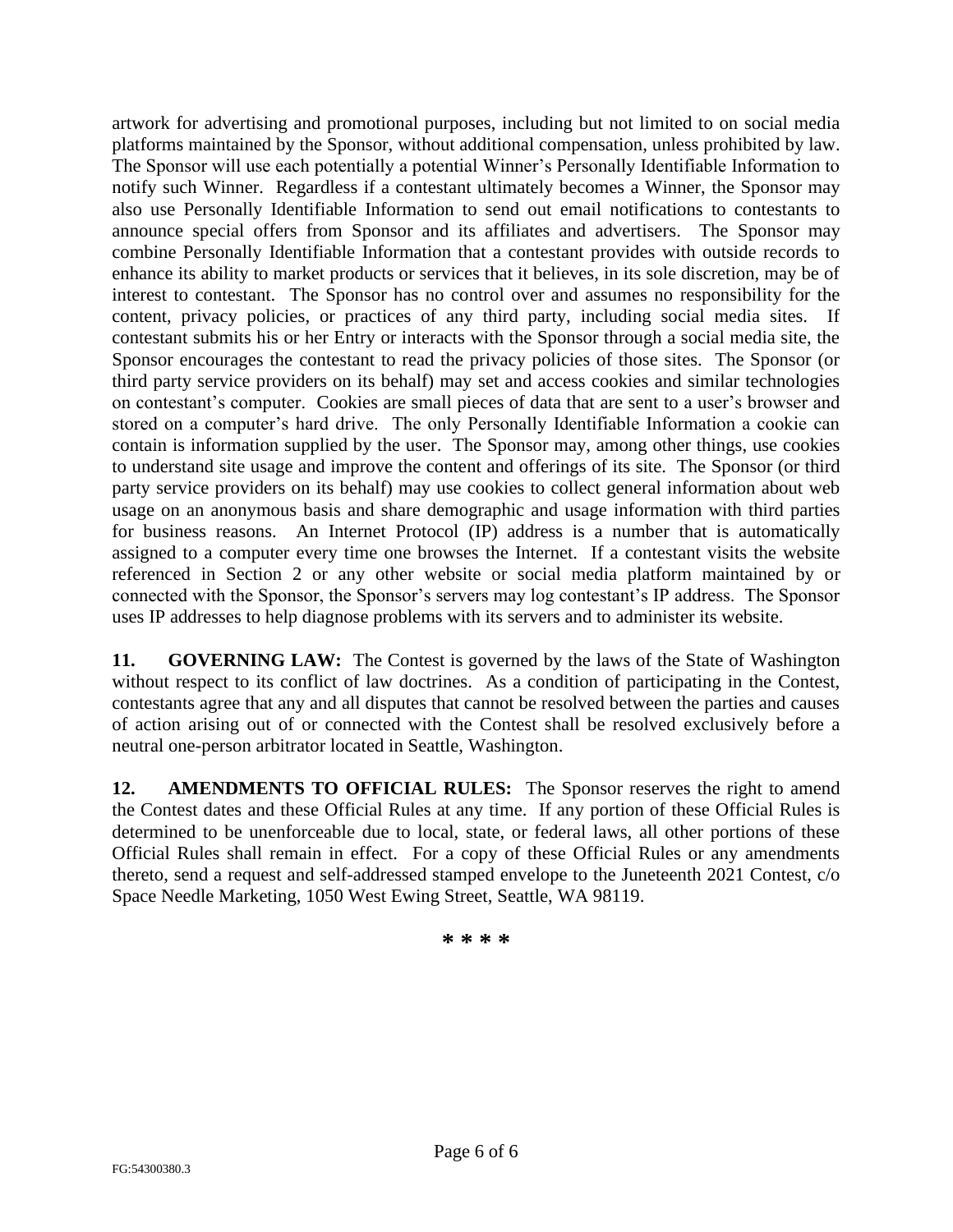artwork for advertising and promotional purposes, including but not limited to on social media platforms maintained by the Sponsor, without additional compensation, unless prohibited by law. The Sponsor will use each potentially a potential Winner's Personally Identifiable Information to notify such Winner. Regardless if a contestant ultimately becomes a Winner, the Sponsor may also use Personally Identifiable Information to send out email notifications to contestants to announce special offers from Sponsor and its affiliates and advertisers. The Sponsor may combine Personally Identifiable Information that a contestant provides with outside records to enhance its ability to market products or services that it believes, in its sole discretion, may be of interest to contestant. The Sponsor has no control over and assumes no responsibility for the content, privacy policies, or practices of any third party, including social media sites. If contestant submits his or her Entry or interacts with the Sponsor through a social media site, the Sponsor encourages the contestant to read the privacy policies of those sites. The Sponsor (or third party service providers on its behalf) may set and access cookies and similar technologies on contestant's computer. Cookies are small pieces of data that are sent to a user's browser and stored on a computer's hard drive. The only Personally Identifiable Information a cookie can contain is information supplied by the user. The Sponsor may, among other things, use cookies to understand site usage and improve the content and offerings of its site. The Sponsor (or third party service providers on its behalf) may use cookies to collect general information about web usage on an anonymous basis and share demographic and usage information with third parties for business reasons. An Internet Protocol (IP) address is a number that is automatically assigned to a computer every time one browses the Internet. If a contestant visits the website referenced in Section 2 or any other website or social media platform maintained by or connected with the Sponsor, the Sponsor's servers may log contestant's IP address. The Sponsor uses IP addresses to help diagnose problems with its servers and to administer its website.

**11. GOVERNING LAW:** The Contest is governed by the laws of the State of Washington without respect to its conflict of law doctrines. As a condition of participating in the Contest, contestants agree that any and all disputes that cannot be resolved between the parties and causes of action arising out of or connected with the Contest shall be resolved exclusively before a neutral one-person arbitrator located in Seattle, Washington.

**12. AMENDMENTS TO OFFICIAL RULES:** The Sponsor reserves the right to amend the Contest dates and these Official Rules at any time. If any portion of these Official Rules is determined to be unenforceable due to local, state, or federal laws, all other portions of these Official Rules shall remain in effect. For a copy of these Official Rules or any amendments thereto, send a request and self-addressed stamped envelope to the Juneteenth 2021 Contest, c/o Space Needle Marketing, 1050 West Ewing Street, Seattle, WA 98119.

**\* \* \* \***

FG:54300380.3